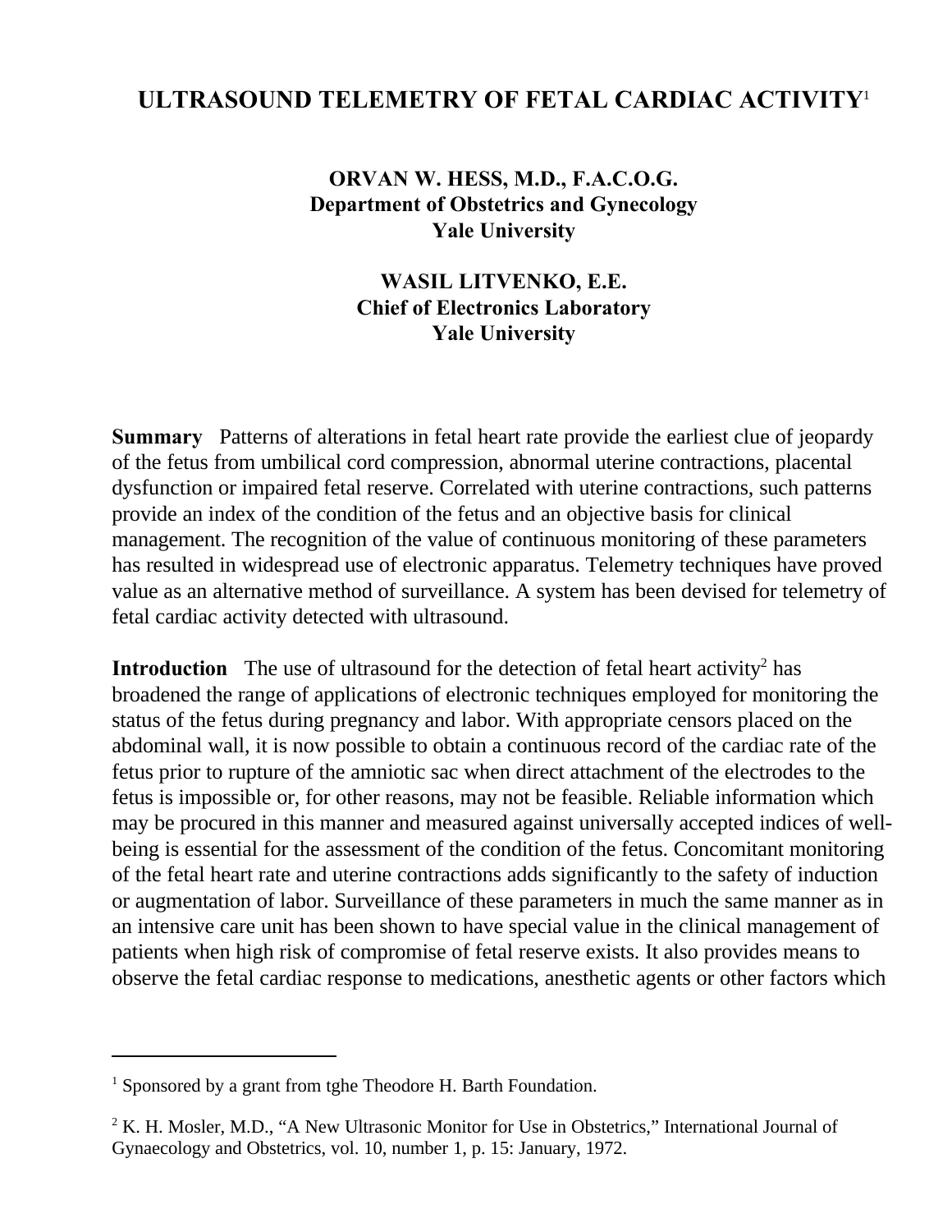# ULTRASOUND TELEMETRY OF FETAL CARDIAC ACTIVITY[1]

**ORVAN W. HESS, M.D., F.A.C.O.G.**
**Department of Obstetrics and Gynecology**
**Yale University**

**WASIL LITVENKO, E.E.**
**Chief of Electronics Laboratory**
**Yale University**

**Summary** Patterns of alterations in fetal heart rate provide the earliest clue of jeopardy of the fetus from umbilical cord compression, abnormal uterine contractions, placental dysfunction or impaired fetal reserve. Correlated with uterine contractions, such patterns provide an index of the condition of the fetus and an objective basis for clinical management. The recognition of the value of continuous monitoring of these parameters has resulted in widespread use of electronic apparatus. Telemetry techniques have proved value as an alternative method of surveillance. A system has been devised for telemetry of fetal cardiac activity detected with ultrasound.

**Introduction** The use of ultrasound for the detection of fetal heart activity[2] has broadened the range of applications of electronic techniques employed for monitoring the status of the fetus during pregnancy and labor. With appropriate censors placed on the abdominal wall, it is now possible to obtain a continuous record of the cardiac rate of the fetus prior to rupture of the amniotic sac when direct attachment of the electrodes to the fetus is impossible or, for other reasons, may not be feasible. Reliable information which may be procured in this manner and measured against universally accepted indices of well-being is essential for the assessment of the condition of the fetus. Concomitant monitoring of the fetal heart rate and uterine contractions adds significantly to the safety of induction or augmentation of labor. Surveillance of these parameters in much the same manner as in an intensive care unit has been shown to have special value in the clinical management of patients when high risk of compromise of fetal reserve exists. It also provides means to observe the fetal cardiac response to medications, anesthetic agents or other factors which

---

[1] Sponsored by a grant from tghe Theodore H. Barth Foundation.

[2] K. H. Mosler, M.D., "A New Ultrasonic Monitor for Use in Obstetrics," International Journal of Gynaecology and Obstetrics, vol. 10, number 1, p. 15: January, 1972.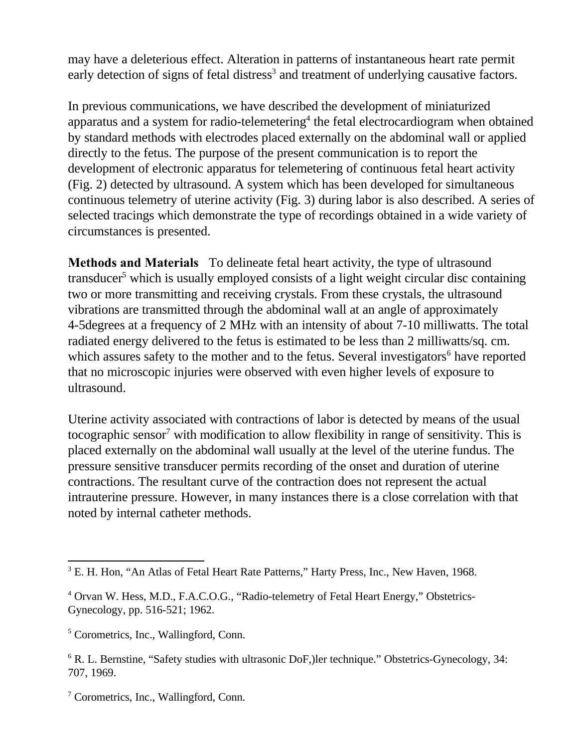may have a deleterious effect. Alteration in patterns of instantaneous heart rate permit early detection of signs of fetal distress[3] and treatment of underlying causative factors.

In previous communications, we have described the development of miniaturized apparatus and a system for radio-telemetering[4] the fetal electrocardiogram when obtained by standard methods with electrodes placed externally on the abdominal wall or applied directly to the fetus. The purpose of the present communication is to report the development of electronic apparatus for telemetering of continuous fetal heart activity (Fig. 2) detected by ultrasound. A system which has been developed for simultaneous continuous telemetry of uterine activity (Fig. 3) during labor is also described. A series of selected tracings which demonstrate the type of recordings obtained in a wide variety of circumstances is presented.

**Methods and Materials** To delineate fetal heart activity, the type of ultrasound transducer[5] which is usually employed consists of a light weight circular disc containing two or more transmitting and receiving crystals. From these crystals, the ultrasound vibrations are transmitted through the abdominal wall at an angle of approximately 4-5degrees at a frequency of 2 MHz with an intensity of about 7-10 milliwatts. The total radiated energy delivered to the fetus is estimated to be less than 2 milliwatts/sq. cm. which assures safety to the mother and to the fetus. Several investigators[6] have reported that no microscopic injuries were observed with even higher levels of exposure to ultrasound.

Uterine activity associated with contractions of labor is detected by means of the usual tocographic sensor[7] with modification to allow flexibility in range of sensitivity. This is placed externally on the abdominal wall usually at the level of the uterine fundus. The pressure sensitive transducer permits recording of the onset and duration of uterine contractions. The resultant curve of the contraction does not represent the actual intrauterine pressure. However, in many instances there is a close correlation with that noted by internal catheter methods.

---

[3] E. H. Hon, "An Atlas of Fetal Heart Rate Patterns," Harty Press, Inc., New Haven, 1968.

[4] Orvan W. Hess, M.D., F.A.C.O.G., "Radio-telemetry of Fetal Heart Energy," Obstetrics-Gynecology, pp. 516-521; 1962.

[5] Corometrics, Inc., Wallingford, Conn.

[6] R. L. Bernstine, "Safety studies with ultrasonic DoF,)ler technique." Obstetrics-Gynecology, 34: 707, 1969.

[7] Corometrics, Inc., Wallingford, Conn.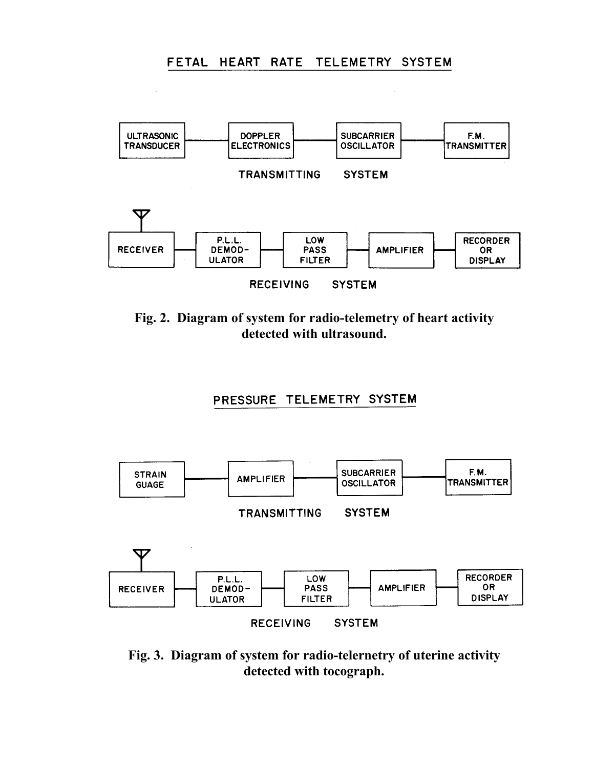FETAL HEART RATE TELEMETRY SYSTEM

ULTRASONIC TRANSDUCER — DOPPLER ELECTRONICS — SUBCARRIER OSCILLATOR — F.M. TRANSMITTER

TRANSMITTING SYSTEM

RECEIVER — P.L.L. DEMOD-ULATOR — LOW PASS FILTER — AMPLIFIER — RECORDER OR DISPLAY

RECEIVING SYSTEM

**Fig. 2. Diagram of system for radio-telemetry of heart activity detected with ultrasound.**

PRESSURE TELEMETRY SYSTEM

STRAIN GUAGE — AMPLIFIER — SUBCARRIER OSCILLATOR — F.M. TRANSMITTER

TRANSMITTING SYSTEM

RECEIVER — P.L.L. DEMOD-ULATOR — LOW PASS FILTER — AMPLIFIER — RECORDER OR DISPLAY

RECEIVING SYSTEM

**Fig. 3. Diagram of system for radio-telernetry of uterine activity detected with tocograph.**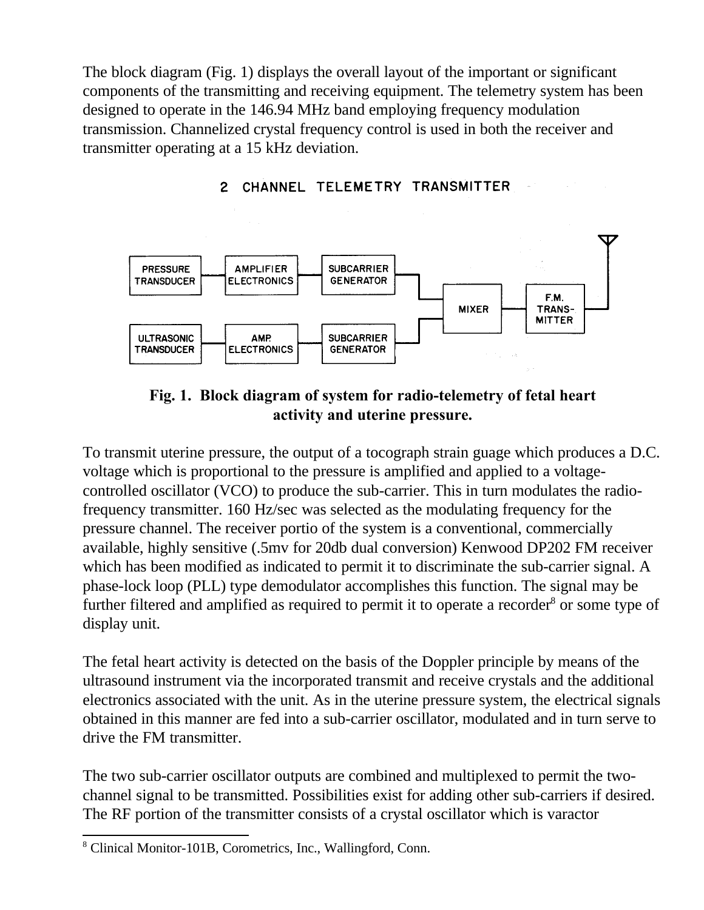The block diagram (Fig. 1) displays the overall layout of the important or significant components of the transmitting and receiving equipment. The telemetry system has been designed to operate in the 146.94 MHz band employing frequency modulation transmission. Channelized crystal frequency control is used in both the receiver and transmitter operating at a 15 kHz deviation.

2 CHANNEL TELEMETRY TRANSMITTER

PRESSURE TRANSDUCER — AMPLIFIER ELECTRONICS — SUBCARRIER GENERATOR

ULTRASONIC TRANSDUCER — AMP. ELECTRONICS — SUBCARRIER GENERATOR

MIXER — F.M. TRANS-MITTER

**Fig. 1. Block diagram of system for radio-telemetry of fetal heart activity and uterine pressure.**

To transmit uterine pressure, the output of a tocograph strain guage which produces a D.C. voltage which is proportional to the pressure is amplified and applied to a voltage-controlled oscillator (VCO) to produce the sub-carrier. This in turn modulates the radio-frequency transmitter. 160 Hz/sec was selected as the modulating frequency for the pressure channel. The receiver portio of the system is a conventional, commercially available, highly sensitive (.5mv for 20db dual conversion) Kenwood DP202 FM receiver which has been modified as indicated to permit it to discriminate the sub-carrier signal. A phase-lock loop (PLL) type demodulator accomplishes this function. The signal may be further filtered and amplified as required to permit it to operate a recorder[8] or some type of display unit.

The fetal heart activity is detected on the basis of the Doppler principle by means of the ultrasound instrument via the incorporated transmit and receive crystals and the additional electronics associated with the unit. As in the uterine pressure system, the electrical signals obtained in this manner are fed into a sub-carrier oscillator, modulated and in turn serve to drive the FM transmitter.

The two sub-carrier oscillator outputs are combined and multiplexed to permit the two-channel signal to be transmitted. Possibilities exist for adding other sub-carriers if desired. The RF portion of the transmitter consists of a crystal oscillator which is varactor

[8] Clinical Monitor-101B, Corometrics, Inc., Wallingford, Conn.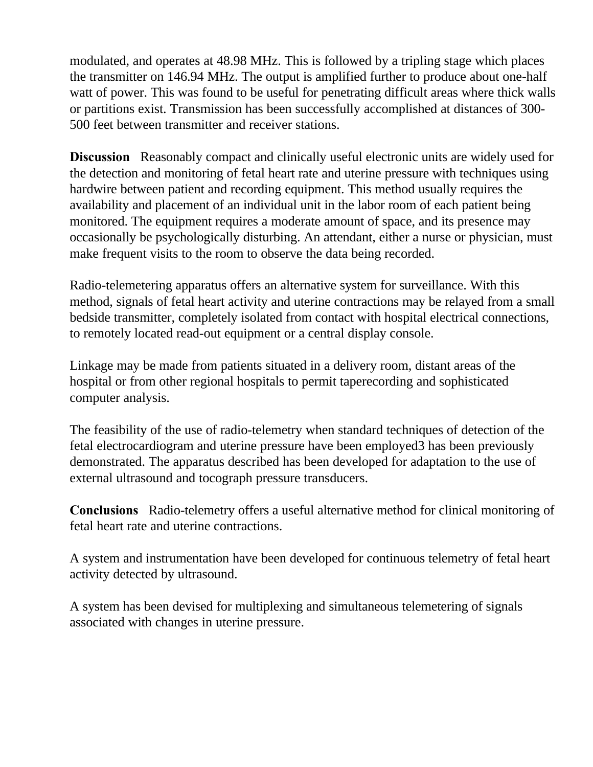modulated, and operates at 48.98 MHz. This is followed by a tripling stage which places the transmitter on 146.94 MHz. The output is amplified further to produce about one-half watt of power. This was found to be useful for penetrating difficult areas where thick walls or partitions exist. Transmission has been successfully accomplished at distances of 300-500 feet between transmitter and receiver stations.

**Discussion** Reasonably compact and clinically useful electronic units are widely used for the detection and monitoring of fetal heart rate and uterine pressure with techniques using hardwire between patient and recording equipment. This method usually requires the availability and placement of an individual unit in the labor room of each patient being monitored. The equipment requires a moderate amount of space, and its presence may occasionally be psychologically disturbing. An attendant, either a nurse or physician, must make frequent visits to the room to observe the data being recorded.

Radio-telemetering apparatus offers an alternative system for surveillance. With this method, signals of fetal heart activity and uterine contractions may be relayed from a small bedside transmitter, completely isolated from contact with hospital electrical connections, to remotely located read-out equipment or a central display console.

Linkage may be made from patients situated in a delivery room, distant areas of the hospital or from other regional hospitals to permit taperecording and sophisticated computer analysis.

The feasibility of the use of radio-telemetry when standard techniques of detection of the fetal electrocardiogram and uterine pressure have been employed[3] has been previously demonstrated. The apparatus described has been developed for adaptation to the use of external ultrasound and tocograph pressure transducers.

**Conclusions** Radio-telemetry offers a useful alternative method for clinical monitoring of fetal heart rate and uterine contractions.

A system and instrumentation have been developed for continuous telemetry of fetal heart activity detected by ultrasound.

A system has been devised for multiplexing and simultaneous telemetering of signals associated with changes in uterine pressure.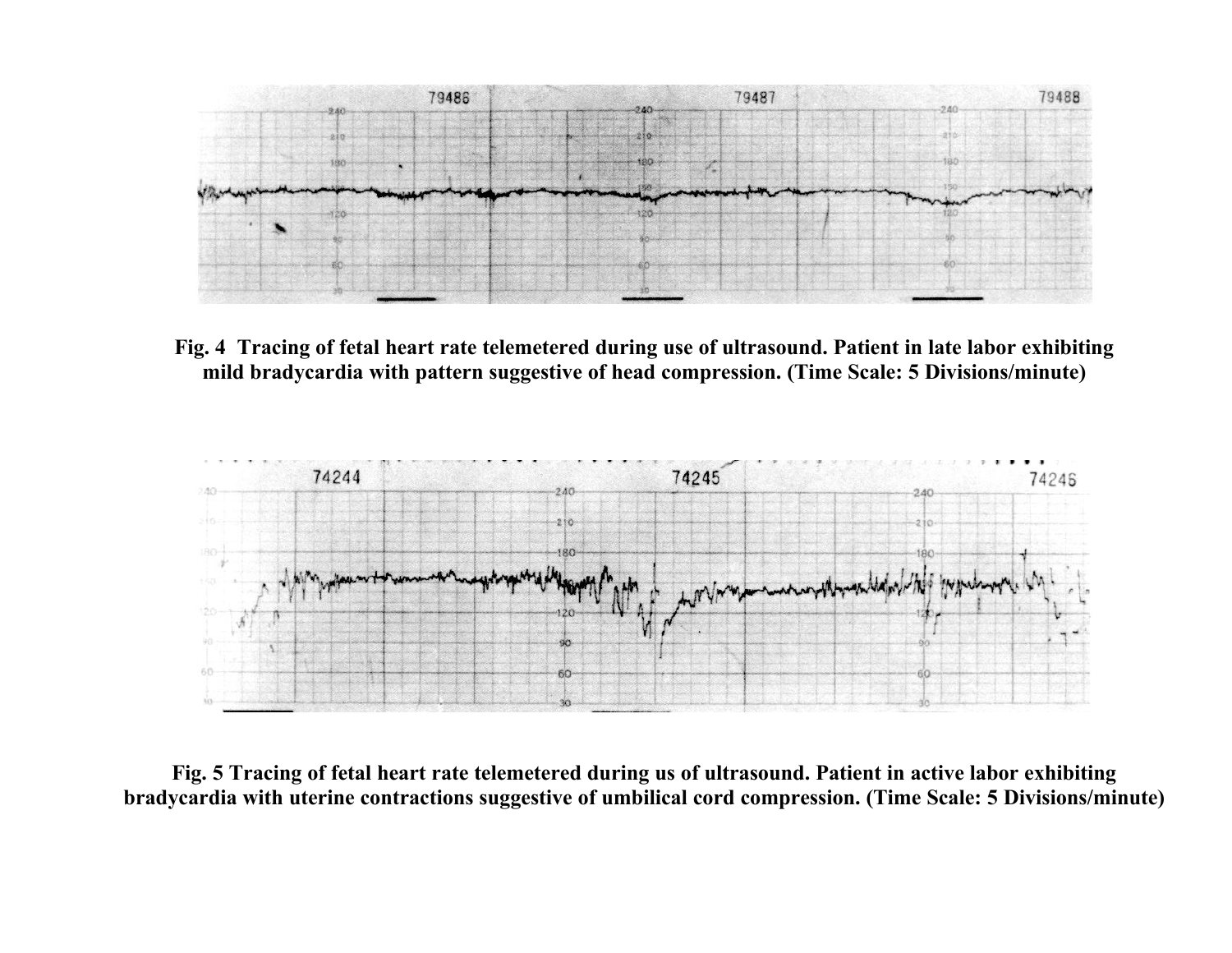**Fig. 4 Tracing of fetal heart rate telemetered during use of ultrasound. Patient in late labor exhibiting mild bradycardia with pattern suggestive of head compression. (Time Scale: 5 Divisions/minute)**

**Fig. 5 Tracing of fetal heart rate telemetered during us of ultrasound. Patient in active labor exhibiting bradycardia with uterine contractions suggestive of umbilical cord compression. (Time Scale: 5 Divisions/minute)**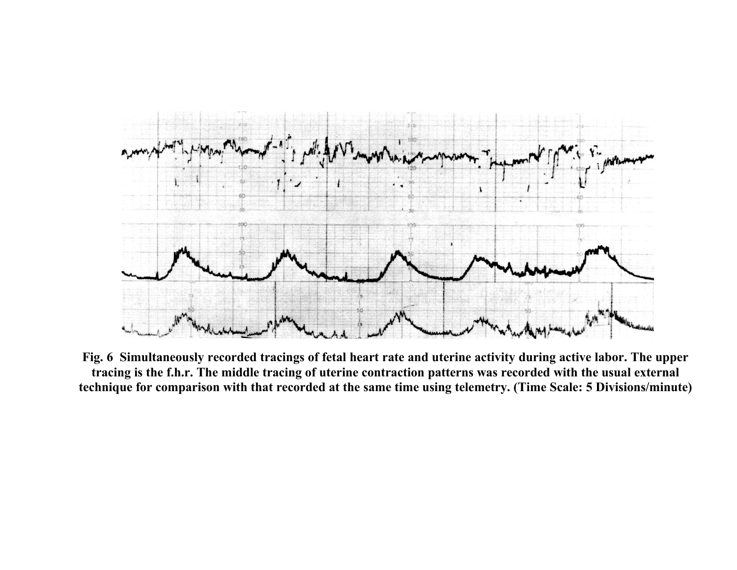**Fig. 6 Simultaneously recorded tracings of fetal heart rate and uterine activity during active labor. The upper tracing is the f.h.r. The middle tracing of uterine contraction patterns was recorded with the usual external technique for comparison with that recorded at the same time using telemetry. (Time Scale: 5 Divisions/minute)**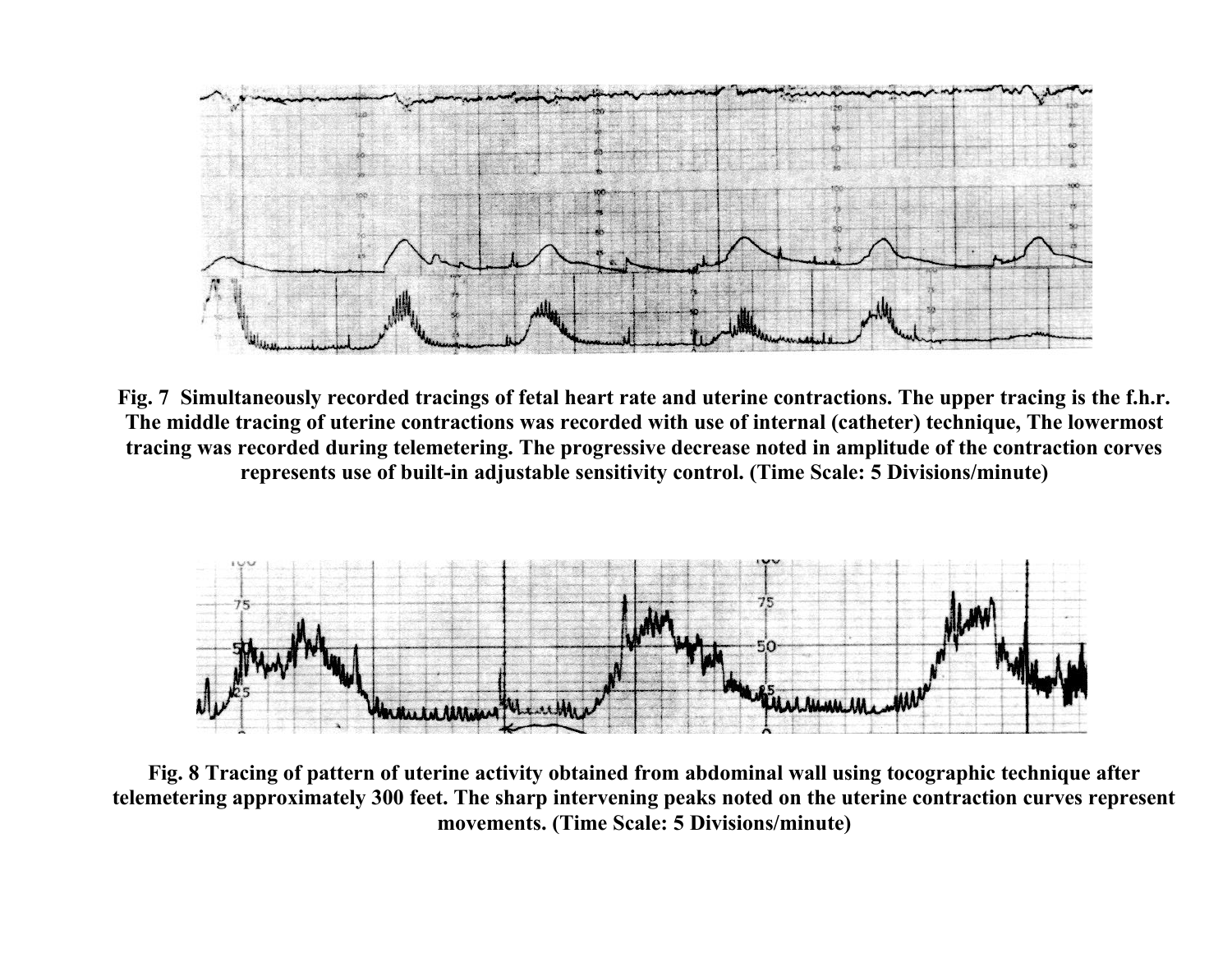**Fig. 7 Simultaneously recorded tracings of fetal heart rate and uterine contractions. The upper tracing is the f.h.r. The middle tracing of uterine contractions was recorded with use of internal (catheter) technique, The lowermost tracing was recorded during telemetering. The progressive decrease noted in amplitude of the contraction corves represents use of built-in adjustable sensitivity control. (Time Scale: 5 Divisions/minute)**

**Fig. 8 Tracing of pattern of uterine activity obtained from abdominal wall using tocographic technique after telemetering approximately 300 feet. The sharp intervening peaks noted on the uterine contraction curves represent movements. (Time Scale: 5 Divisions/minute)**